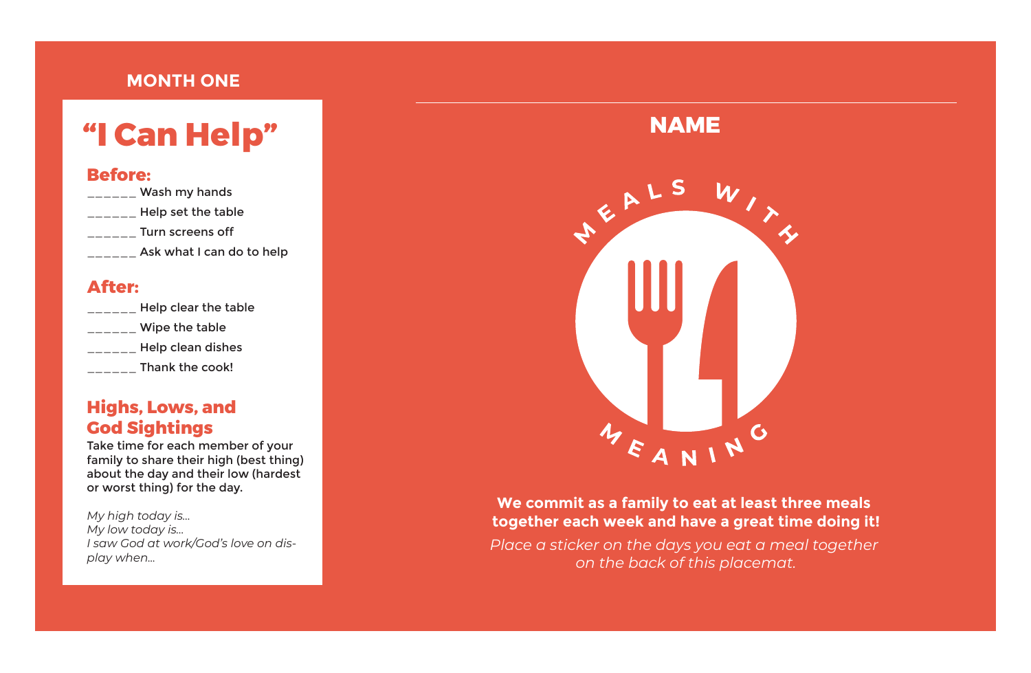**MONTH ONE**

# "I Can Help"

## Before:

______ Wash my hands
______ Help set the table
______ Turn screens off
______ Ask what I can do to help

## After:

______ Help clear the table
______ Wipe the table
______ Help clean dishes
______ Thank the cook!

## Highs, Lows, and God Sightings

Take time for each member of your family to share their high (best thing) about the day and their low (hardest or worst thing) for the day.

*My high today is...*
*My low today is...*
*I saw God at work/God's love on display when...*

---

**NAME**

MEALS WITH MEANING

**We commit as a family to eat at least three meals together each week and have a great time doing it!**

*Place a sticker on the days you eat a meal together on the back of this placemat.*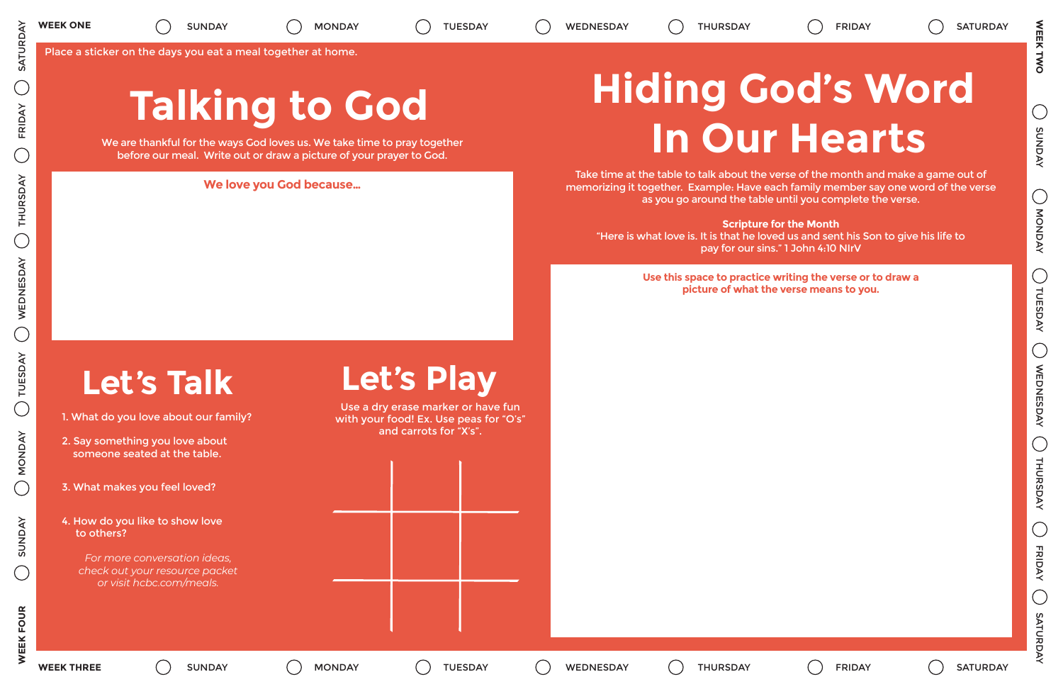WEEK ONE ◯ SUNDAY ◯ MONDAY ◯ TUESDAY ◯ WEDNESDAY ◯ THURSDAY ◯ FRIDAY ◯ SATURDAY

Place a sticker on the days you eat a meal together at home.

# Talking to God

We are thankful for the ways God loves us. We take time to pray together before our meal. Write out or draw a picture of your prayer to God.

**We love you God because...**

# Let's Talk

1. What do you love about our family?
2. Say something you love about someone seated at the table.
3. What makes you feel loved?
4. How do you like to show love to others?

*For more conversation ideas, check out your resource packet or visit hcbc.com/meals.*

# Let's Play

Use a dry erase marker or have fun with your food! Ex. Use peas for "O's" and carrots for "X's".

| | | |
|---|---|---|
| | | |
| | | |
| | | |

# Hiding God's Word In Our Hearts

Take time at the table to talk about the verse of the month and make a game out of memorizing it together. Example: Have each family member say one word of the verse as you go around the table until you complete the verse.

**Scripture for the Month**

"Here is what love is. It is that he loved us and sent his Son to give his life to pay for our sins." 1 John 4:10 NIrV

**Use this space to practice writing the verse or to draw a picture of what the verse means to you.**

WEEK TWO ◯ SUNDAY ◯ MONDAY ◯ TUESDAY ◯ WEDNESDAY ◯ THURSDAY ◯ FRIDAY ◯ SATURDAY

WEEK THREE ◯ SUNDAY ◯ MONDAY ◯ TUESDAY ◯ WEDNESDAY ◯ THURSDAY ◯ FRIDAY ◯ SATURDAY

WEEK FOUR ◯ SUNDAY ◯ MONDAY ◯ TUESDAY ◯ WEDNESDAY ◯ THURSDAY ◯ FRIDAY ◯ SATURDAY